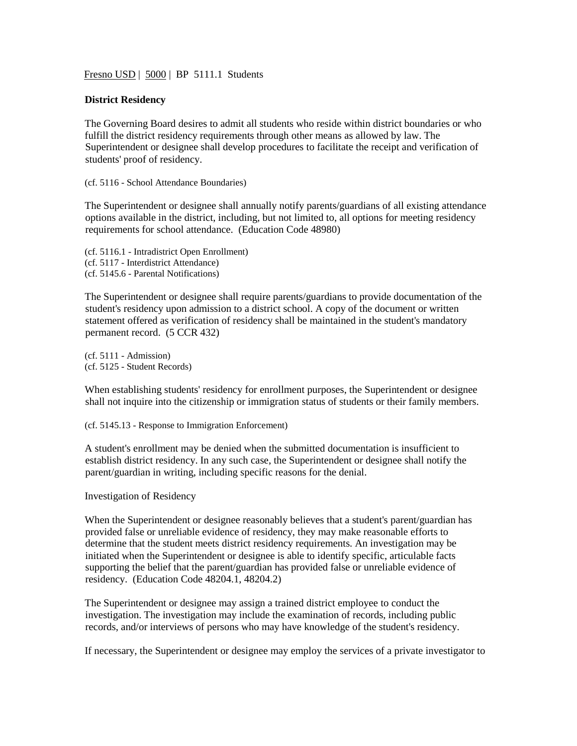Fresno USD | 5000 | BP 5111.1 Students

**District Residency**

The Governing Board desires to admit all students who reside within district boundaries or who fulfill the district residency requirements through other means as allowed by law. The Superintendent or designee shall develop procedures to facilitate the receipt and verification of students' proof of residency.

(cf. 5116 - School Attendance Boundaries)

The Superintendent or designee shall annually notify parents/guardians of all existing attendance options available in the district, including, but not limited to, all options for meeting residency requirements for school attendance. (Education Code 48980)

(cf. 5116.1 - Intradistrict Open Enrollment)
(cf. 5117 - Interdistrict Attendance)
(cf. 5145.6 - Parental Notifications)

The Superintendent or designee shall require parents/guardians to provide documentation of the student's residency upon admission to a district school. A copy of the document or written statement offered as verification of residency shall be maintained in the student's mandatory permanent record. (5 CCR 432)

(cf. 5111 - Admission)
(cf. 5125 - Student Records)

When establishing students' residency for enrollment purposes, the Superintendent or designee shall not inquire into the citizenship or immigration status of students or their family members.

(cf. 5145.13 - Response to Immigration Enforcement)

A student's enrollment may be denied when the submitted documentation is insufficient to establish district residency. In any such case, the Superintendent or designee shall notify the parent/guardian in writing, including specific reasons for the denial.

Investigation of Residency

When the Superintendent or designee reasonably believes that a student's parent/guardian has provided false or unreliable evidence of residency, they may make reasonable efforts to determine that the student meets district residency requirements. An investigation may be initiated when the Superintendent or designee is able to identify specific, articulable facts supporting the belief that the parent/guardian has provided false or unreliable evidence of residency. (Education Code 48204.1, 48204.2)

The Superintendent or designee may assign a trained district employee to conduct the investigation. The investigation may include the examination of records, including public records, and/or interviews of persons who may have knowledge of the student's residency.

If necessary, the Superintendent or designee may employ the services of a private investigator to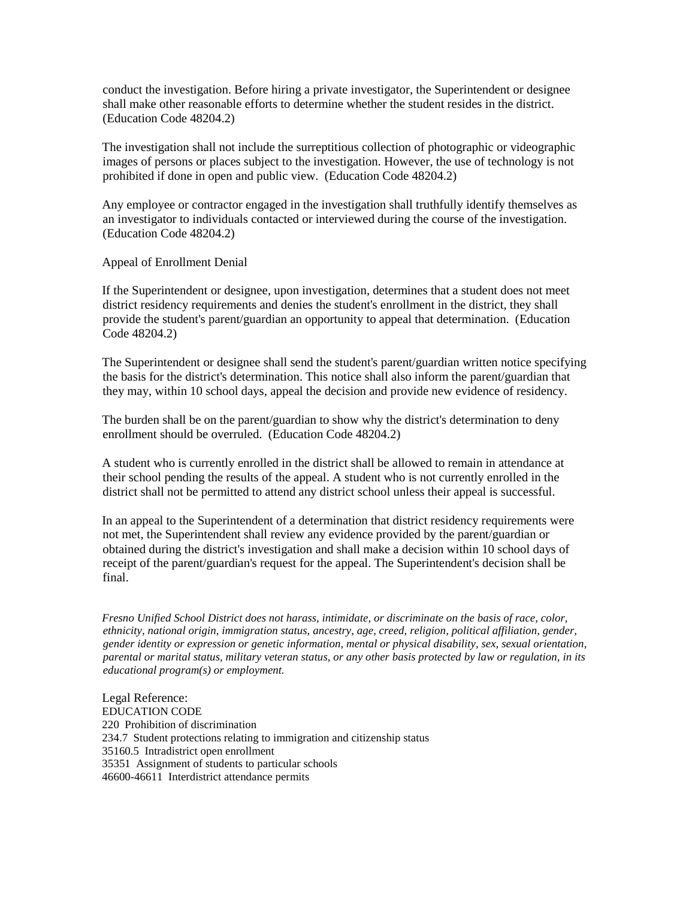conduct the investigation. Before hiring a private investigator, the Superintendent or designee shall make other reasonable efforts to determine whether the student resides in the district. (Education Code 48204.2)

The investigation shall not include the surreptitious collection of photographic or videographic images of persons or places subject to the investigation. However, the use of technology is not prohibited if done in open and public view. (Education Code 48204.2)

Any employee or contractor engaged in the investigation shall truthfully identify themselves as an investigator to individuals contacted or interviewed during the course of the investigation. (Education Code 48204.2)

Appeal of Enrollment Denial

If the Superintendent or designee, upon investigation, determines that a student does not meet district residency requirements and denies the student's enrollment in the district, they shall provide the student's parent/guardian an opportunity to appeal that determination. (Education Code 48204.2)

The Superintendent or designee shall send the student's parent/guardian written notice specifying the basis for the district's determination. This notice shall also inform the parent/guardian that they may, within 10 school days, appeal the decision and provide new evidence of residency.

The burden shall be on the parent/guardian to show why the district's determination to deny enrollment should be overruled. (Education Code 48204.2)

A student who is currently enrolled in the district shall be allowed to remain in attendance at their school pending the results of the appeal. A student who is not currently enrolled in the district shall not be permitted to attend any district school unless their appeal is successful.

In an appeal to the Superintendent of a determination that district residency requirements were not met, the Superintendent shall review any evidence provided by the parent/guardian or obtained during the district's investigation and shall make a decision within 10 school days of receipt of the parent/guardian's request for the appeal. The Superintendent's decision shall be final.

*Fresno Unified School District does not harass, intimidate, or discriminate on the basis of race, color, ethnicity, national origin, immigration status, ancestry, age, creed, religion, political affiliation, gender, gender identity or expression or genetic information, mental or physical disability, sex, sexual orientation, parental or marital status, military veteran status, or any other basis protected by law or regulation, in its educational program(s) or employment.*

Legal Reference:
EDUCATION CODE
220 Prohibition of discrimination
234.7 Student protections relating to immigration and citizenship status
35160.5 Intradistrict open enrollment
35351 Assignment of students to particular schools
46600-46611 Interdistrict attendance permits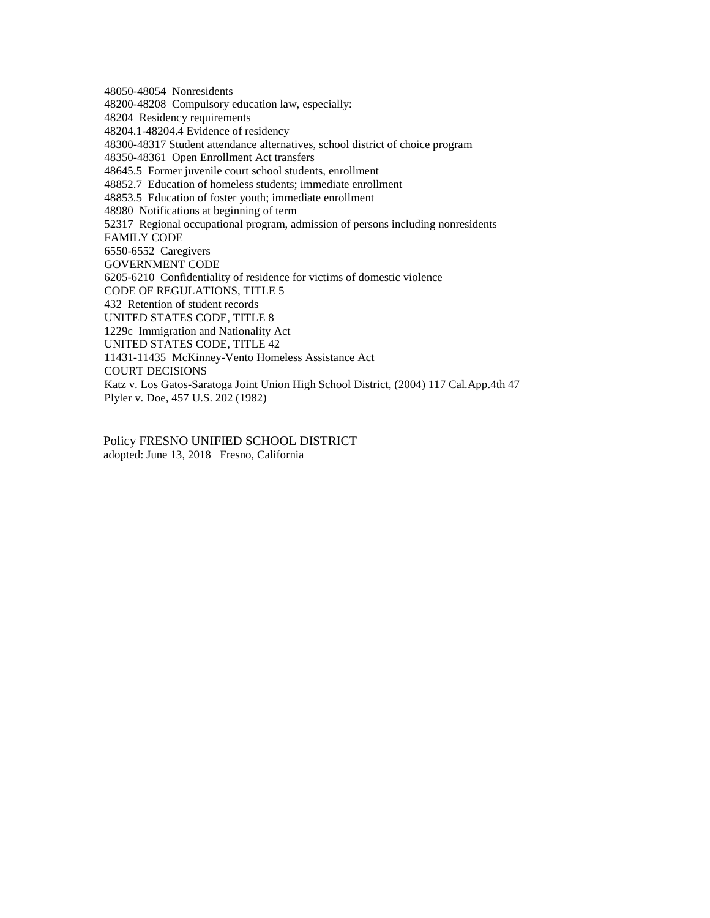48050-48054 Nonresidents
48200-48208 Compulsory education law, especially:
48204 Residency requirements
48204.1-48204.4 Evidence of residency
48300-48317 Student attendance alternatives, school district of choice program
48350-48361 Open Enrollment Act transfers
48645.5 Former juvenile court school students, enrollment
48852.7 Education of homeless students; immediate enrollment
48853.5 Education of foster youth; immediate enrollment
48980 Notifications at beginning of term
52317 Regional occupational program, admission of persons including nonresidents
FAMILY CODE
6550-6552 Caregivers
GOVERNMENT CODE
6205-6210 Confidentiality of residence for victims of domestic violence
CODE OF REGULATIONS, TITLE 5
432 Retention of student records
UNITED STATES CODE, TITLE 8
1229c Immigration and Nationality Act
UNITED STATES CODE, TITLE 42
11431-11435 McKinney-Vento Homeless Assistance Act
COURT DECISIONS
Katz v. Los Gatos-Saratoga Joint Union High School District, (2004) 117 Cal.App.4th 47
Plyler v. Doe, 457 U.S. 202 (1982)

Policy FRESNO UNIFIED SCHOOL DISTRICT
adopted: June 13, 2018 Fresno, California